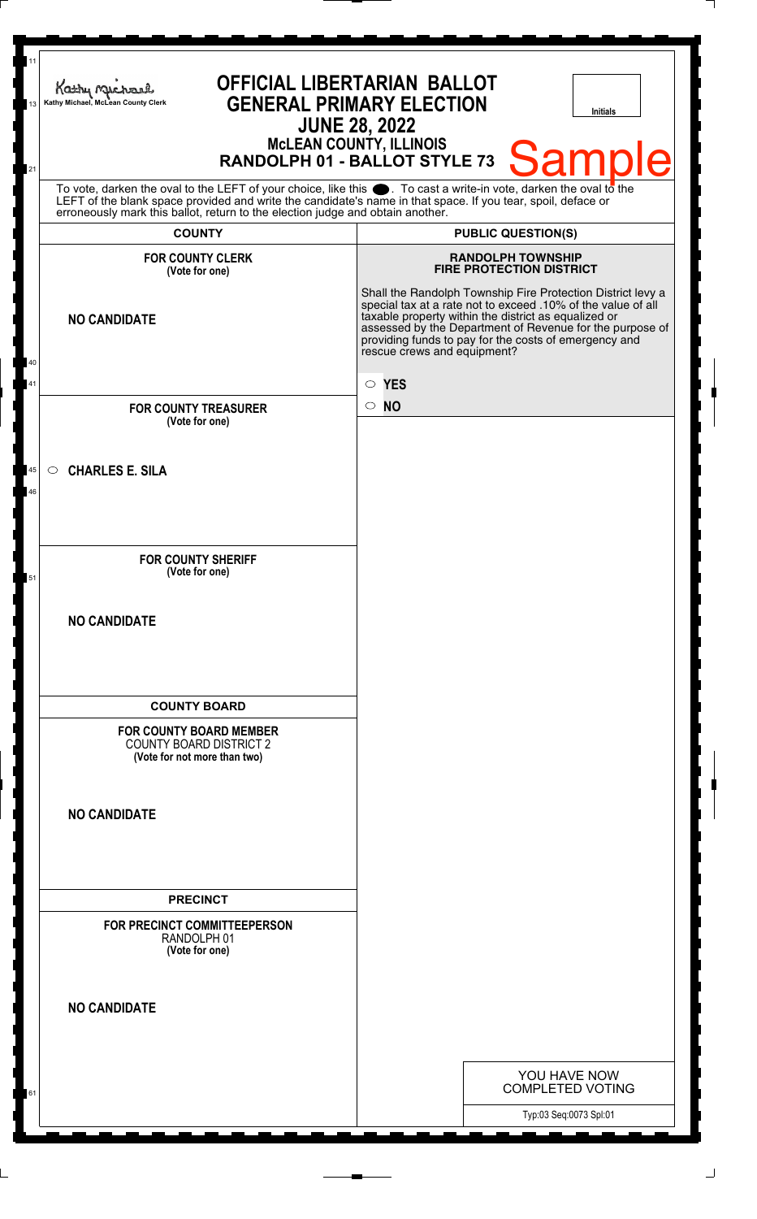Kathy Michael, McLean County Clerk

# OFFICIAL LIBERTARIAN BALLOT
## GENERAL PRIMARY ELECTION
## JUNE 28, 2022
### McLEAN COUNTY, ILLINOIS
### RANDOLPH 01 - BALLOT STYLE 73

Initials

Sample

To vote, darken the oval to the LEFT of your choice, like this ●. To cast a write-in vote, darken the oval to the LEFT of the blank space provided and write the candidate's name in that space. If you tear, spoil, deface or erroneously mark this ballot, return to the election judge and obtain another.

## COUNTY

**FOR COUNTY CLERK**
**(Vote for one)**

**NO CANDIDATE**

**FOR COUNTY TREASURER**
**(Vote for one)**

○ **CHARLES E. SILA**

**FOR COUNTY SHERIFF**
**(Vote for one)**

**NO CANDIDATE**

## COUNTY BOARD

**FOR COUNTY BOARD MEMBER**
COUNTY BOARD DISTRICT 2
**(Vote for not more than two)**

**NO CANDIDATE**

## PRECINCT

**FOR PRECINCT COMMITTEEPERSON**
RANDOLPH 01
**(Vote for one)**

**NO CANDIDATE**

## PUBLIC QUESTION(S)

**RANDOLPH TOWNSHIP**
**FIRE PROTECTION DISTRICT**

Shall the Randolph Township Fire Protection District levy a special tax at a rate not to exceed .10% of the value of all taxable property within the district as equalized or assessed by the Department of Revenue for the purpose of providing funds to pay for the costs of emergency and rescue crews and equipment?

○ **YES**

○ **NO**

YOU HAVE NOW COMPLETED VOTING

Typ:03 Seq:0073 Spl:01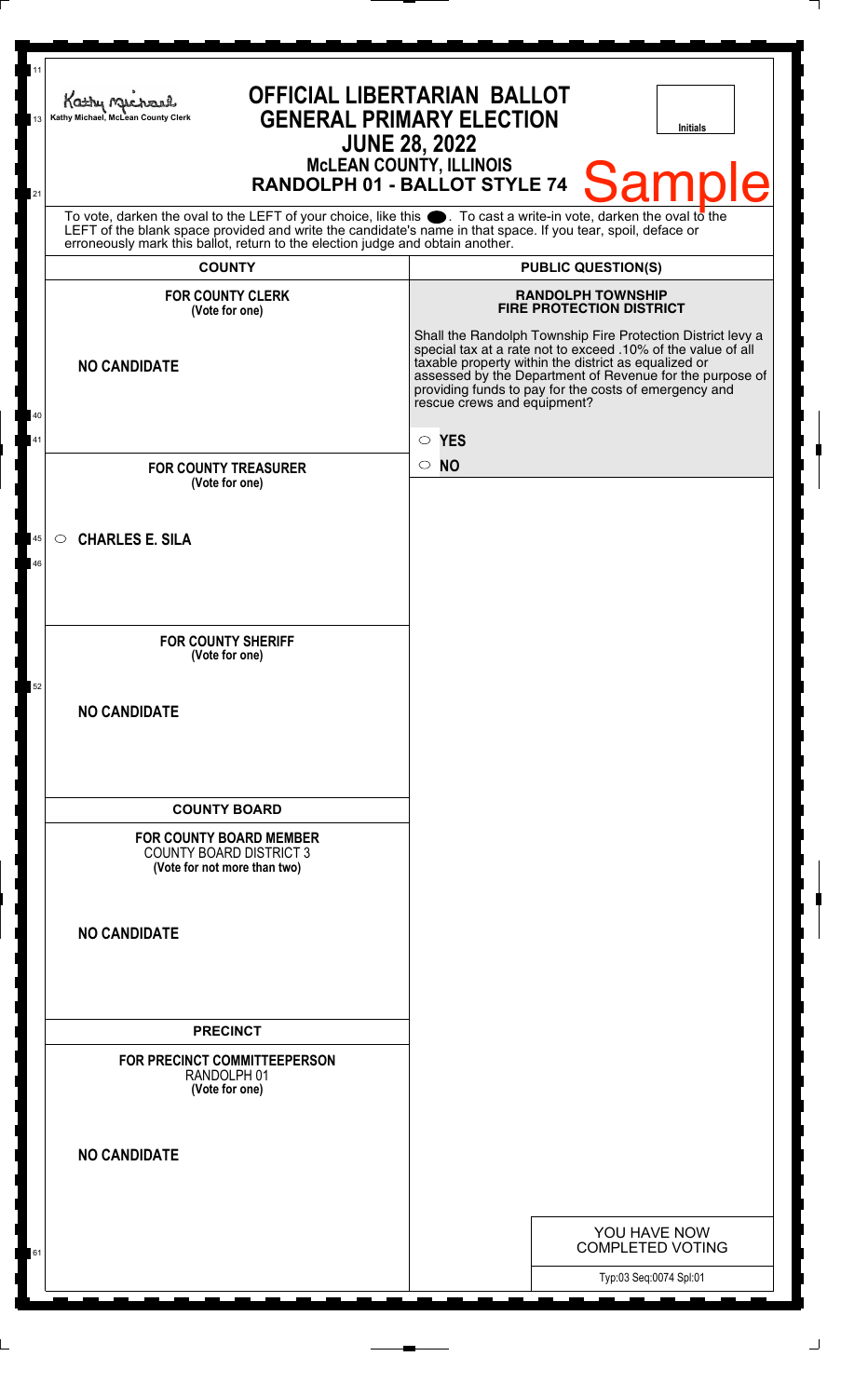Kathy Michael, McLean County Clerk

# OFFICIAL LIBERTARIAN BALLOT
## GENERAL PRIMARY ELECTION
## JUNE 28, 2022
### McLEAN COUNTY, ILLINOIS
### RANDOLPH 01 - BALLOT STYLE 74

Initials

Sample

To vote, darken the oval to the LEFT of your choice, like this ●. To cast a write-in vote, darken the oval to the LEFT of the blank space provided and write the candidate's name in that space. If you tear, spoil, deface or erroneously mark this ballot, return to the election judge and obtain another.

## COUNTY

**FOR COUNTY CLERK**
**(Vote for one)**

**NO CANDIDATE**

**FOR COUNTY TREASURER**
**(Vote for one)**

○ **CHARLES E. SILA**

**FOR COUNTY SHERIFF**
**(Vote for one)**

**NO CANDIDATE**

## COUNTY BOARD

**FOR COUNTY BOARD MEMBER**
COUNTY BOARD DISTRICT 3
**(Vote for not more than two)**

**NO CANDIDATE**

## PRECINCT

**FOR PRECINCT COMMITTEEPERSON**
RANDOLPH 01
**(Vote for one)**

**NO CANDIDATE**

## PUBLIC QUESTION(S)

**RANDOLPH TOWNSHIP**
**FIRE PROTECTION DISTRICT**

Shall the Randolph Township Fire Protection District levy a special tax at a rate not to exceed .10% of the value of all taxable property within the district as equalized or assessed by the Department of Revenue for the purpose of providing funds to pay for the costs of emergency and rescue crews and equipment?

○ **YES**

○ **NO**

YOU HAVE NOW COMPLETED VOTING

Typ:03 Seq:0074 Spl:01